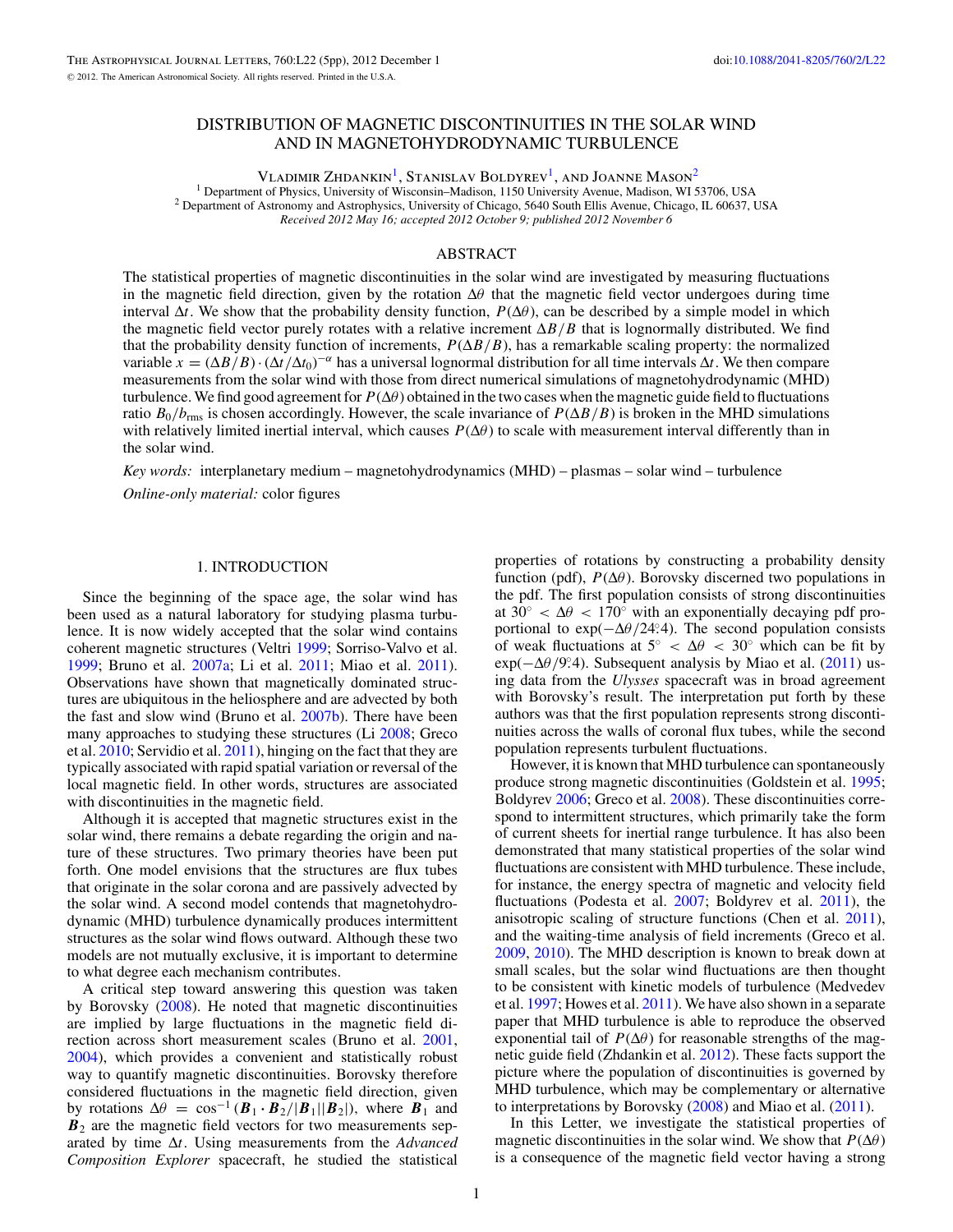# DISTRIBUTION OF MAGNETIC DISCONTINUITIES IN THE SOLAR WIND AND IN MAGNETOHYDRODYNAMIC TURBULENCE

Vladimir Zhdankin[1], Stanislav Boldyrev[1], and Joanne Mason[2]

[1] Department of Physics, University of Wisconsin–Madison, 1150 University Avenue, Madison, WI 53706, USA
[2] Department of Astronomy and Astrophysics, University of Chicago, 5640 South Ellis Avenue, Chicago, IL 60637, USA

*Received 2012 May 16; accepted 2012 October 9; published 2012 November 6*

## ABSTRACT

The statistical properties of magnetic discontinuities in the solar wind are investigated by measuring fluctuations in the magnetic field direction, given by the rotation $\Delta\theta$ that the magnetic field vector undergoes during time interval $\Delta t$. We show that the probability density function, $P(\Delta\theta)$, can be described by a simple model in which the magnetic field vector purely rotates with a relative increment $\Delta B/B$ that is lognormally distributed. We find that the probability density function of increments, $P(\Delta B/B)$, has a remarkable scaling property: the normalized variable $x = (\Delta B/B) \cdot (\Delta t/\Delta t_0)^{-\alpha}$ has a universal lognormal distribution for all time intervals $\Delta t$. We then compare measurements from the solar wind with those from direct numerical simulations of magnetohydrodynamic (MHD) turbulence. We find good agreement for $P(\Delta\theta)$ obtained in the two cases when the magnetic guide field to fluctuations ratio $B_0/b_{\rm rms}$ is chosen accordingly. However, the scale invariance of $P(\Delta B/B)$ is broken in the MHD simulations with relatively limited inertial interval, which causes $P(\Delta\theta)$ to scale with measurement interval differently than in the solar wind.

*Key words:* interplanetary medium – magnetohydrodynamics (MHD) – plasmas – solar wind – turbulence

*Online-only material:* color figures

## 1. INTRODUCTION

Since the beginning of the space age, the solar wind has been used as a natural laboratory for studying plasma turbulence. It is now widely accepted that the solar wind contains coherent magnetic structures (Veltri 1999; Sorriso-Valvo et al. 1999; Bruno et al. 2007a; Li et al. 2011; Miao et al. 2011). Observations have shown that magnetically dominated structures are ubiquitous in the heliosphere and are advected by both the fast and slow wind (Bruno et al. 2007b). There have been many approaches to studying these structures (Li 2008; Greco et al. 2010; Servidio et al. 2011), hinging on the fact that they are typically associated with rapid spatial variation or reversal of the local magnetic field. In other words, structures are associated with discontinuities in the magnetic field.

Although it is accepted that magnetic structures exist in the solar wind, there remains a debate regarding the origin and nature of these structures. Two primary theories have been put forth. One model envisions that the structures are flux tubes that originate in the solar corona and are passively advected by the solar wind. A second model contends that magnetohydrodynamic (MHD) turbulence dynamically produces intermittent structures as the solar wind flows outward. Although these two models are not mutually exclusive, it is important to determine to what degree each mechanism contributes.

A critical step toward answering this question was taken by Borovsky (2008). He noted that magnetic discontinuities are implied by large fluctuations in the magnetic field direction across short measurement scales (Bruno et al. 2001, 2004), which provides a convenient and statistically robust way to quantify magnetic discontinuities. Borovsky therefore considered fluctuations in the magnetic field direction, given by rotations $\Delta\theta = \cos^{-1}(\boldsymbol{B}_1 \cdot \boldsymbol{B}_2/|\boldsymbol{B}_1||\boldsymbol{B}_2|)$, where $\boldsymbol{B}_1$ and $\boldsymbol{B}_2$ are the magnetic field vectors for two measurements separated by time $\Delta t$. Using measurements from the *Advanced Composition Explorer* spacecraft, he studied the statistical properties of rotations by constructing a probability density function (pdf), $P(\Delta\theta)$. Borovsky discerned two populations in the pdf. The first population consists of strong discontinuities at $30^\circ < \Delta\theta < 170^\circ$ with an exponentially decaying pdf proportional to $\exp(-\Delta\theta/24.^\circ4)$. The second population consists of weak fluctuations at $5^\circ < \Delta\theta < 30^\circ$ which can be fit by $\exp(-\Delta\theta/9.^\circ4)$. Subsequent analysis by Miao et al. (2011) using data from the *Ulysses* spacecraft was in broad agreement with Borovsky's result. The interpretation put forth by these authors was that the first population represents strong discontinuities across the walls of coronal flux tubes, while the second population represents turbulent fluctuations.

However, it is known that MHD turbulence can spontaneously produce strong magnetic discontinuities (Goldstein et al. 1995; Boldyrev 2006; Greco et al. 2008). These discontinuities correspond to intermittent structures, which primarily take the form of current sheets for inertial range turbulence. It has also been demonstrated that many statistical properties of the solar wind fluctuations are consistent with MHD turbulence. These include, for instance, the energy spectra of magnetic and velocity field fluctuations (Podesta et al. 2007; Boldyrev et al. 2011), the anisotropic scaling of structure functions (Chen et al. 2011), and the waiting-time analysis of field increments (Greco et al. 2009, 2010). The MHD description is known to break down at small scales, but the solar wind fluctuations are then thought to be consistent with kinetic models of turbulence (Medvedev et al. 1997; Howes et al. 2011). We have also shown in a separate paper that MHD turbulence is able to reproduce the observed exponential tail of $P(\Delta\theta)$ for reasonable strengths of the magnetic guide field (Zhdankin et al. 2012). These facts support the picture where the population of discontinuities is governed by MHD turbulence, which may be complementary or alternative to interpretations by Borovsky (2008) and Miao et al. (2011).

In this Letter, we investigate the statistical properties of magnetic discontinuities in the solar wind. We show that $P(\Delta\theta)$ is a consequence of the magnetic field vector having a strong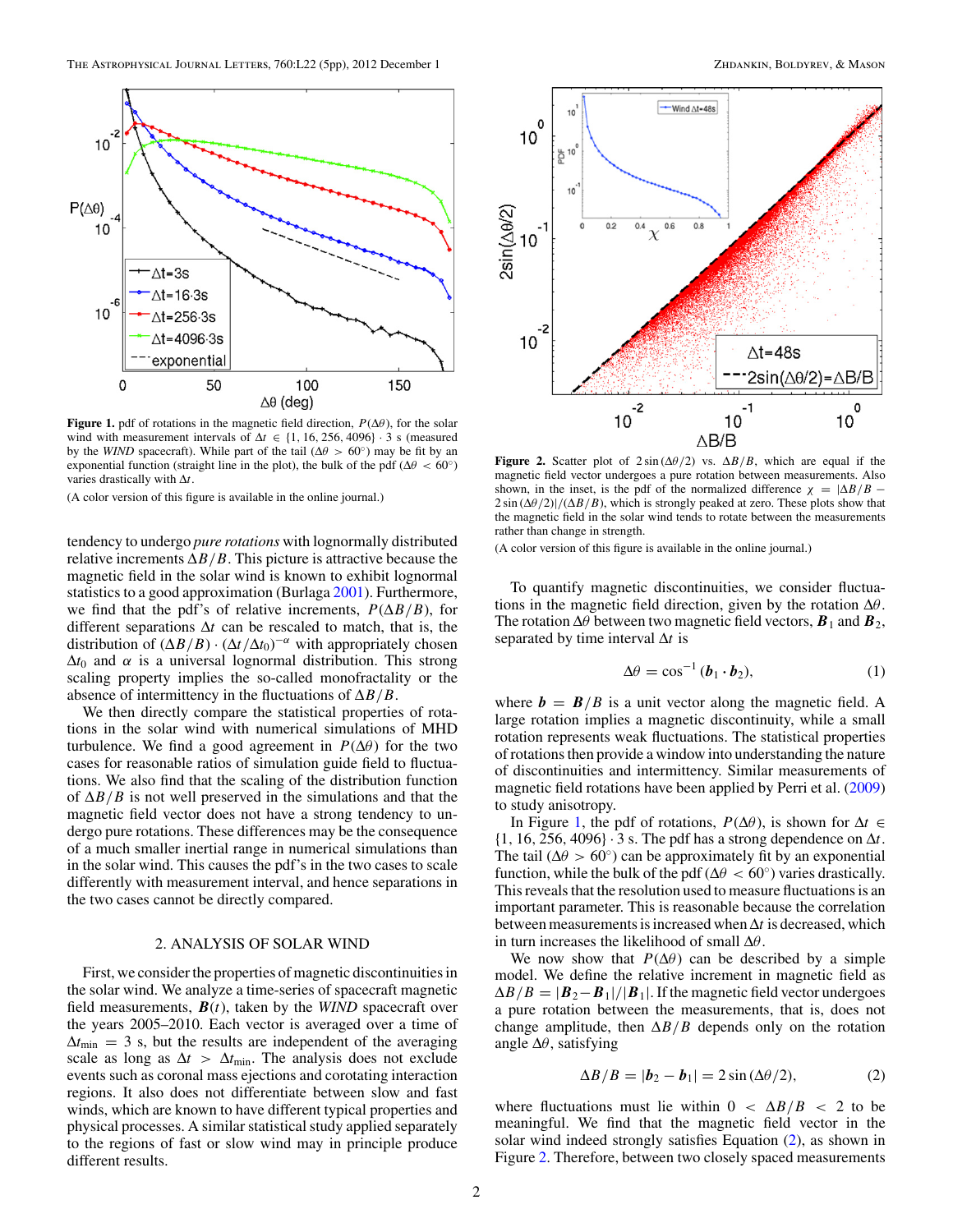Figure 1. pdf of rotations in the magnetic field direction, $P(\Delta\theta)$, for the solar wind with measurement intervals of $\Delta t \in \{1, 16, 256, 4096\} \cdot 3$ s (measured by the *WIND* spacecraft). While part of the tail ($\Delta\theta > 60°$) may be fit by an exponential function (straight line in the plot), the bulk of the pdf ($\Delta\theta < 60°$) varies drastically with $\Delta t$.

(A color version of this figure is available in the online journal.)

tendency to undergo *pure rotations* with lognormally distributed relative increments $\Delta B/B$. This picture is attractive because the magnetic field in the solar wind is known to exhibit lognormal statistics to a good approximation (Burlaga 2001). Furthermore, we find that the pdf's of relative increments, $P(\Delta B/B)$, for different separations $\Delta t$ can be rescaled to match, that is, the distribution of $(\Delta B/B) \cdot (\Delta t/\Delta t_0)^{-\alpha}$ with appropriately chosen $\Delta t_0$ and $\alpha$ is a universal lognormal distribution. This strong scaling property implies the so-called monofractality or the absence of intermittency in the fluctuations of $\Delta B/B$.

We then directly compare the statistical properties of rotations in the solar wind with numerical simulations of MHD turbulence. We find a good agreement in $P(\Delta\theta)$ for the two cases for reasonable ratios of simulation guide field to fluctuations. We also find that the scaling of the distribution function of $\Delta B/B$ is not well preserved in the simulations and that the magnetic field vector does not have a strong tendency to undergo pure rotations. These differences may be the consequence of a much smaller inertial range in numerical simulations than in the solar wind. This causes the pdf's in the two cases to scale differently with measurement interval, and hence separations in the two cases cannot be directly compared.

## 2. ANALYSIS OF SOLAR WIND

First, we consider the properties of magnetic discontinuities in the solar wind. We analyze a time-series of spacecraft magnetic field measurements, $\boldsymbol{B}(t)$, taken by the *WIND* spacecraft over the years 2005–2010. Each vector is averaged over a time of $\Delta t_{\rm min} = 3$ s, but the results are independent of the averaging scale as long as $\Delta t > \Delta t_{\rm min}$. The analysis does not exclude events such as coronal mass ejections and corotating interaction regions. It also does not differentiate between slow and fast winds, which are known to have different typical properties and physical processes. A similar statistical study applied separately to the regions of fast or slow wind may in principle produce different results.

Figure 2. Scatter plot of $2\sin(\Delta\theta/2)$ vs. $\Delta B/B$, which are equal if the magnetic field vector undergoes a pure rotation between measurements. Also shown, in the inset, is the pdf of the normalized difference $\chi = |\Delta B/B - 2\sin(\Delta\theta/2)|/(\Delta B/B)$, which is strongly peaked at zero. These plots show that the magnetic field in the solar wind tends to rotate between the measurements rather than change in strength.

(A color version of this figure is available in the online journal.)

To quantify magnetic discontinuities, we consider fluctuations in the magnetic field direction, given by the rotation $\Delta\theta$. The rotation $\Delta\theta$ between two magnetic field vectors, $\boldsymbol{B}_1$ and $\boldsymbol{B}_2$, separated by time interval $\Delta t$ is

$$\Delta\theta = \cos^{-1}(\boldsymbol{b}_1 \cdot \boldsymbol{b}_2), \tag{1}$$

where $\boldsymbol{b} = \boldsymbol{B}/B$ is a unit vector along the magnetic field. A large rotation implies a magnetic discontinuity, while a small rotation represents weak fluctuations. The statistical properties of rotations then provide a window into understanding the nature of discontinuities and intermittency. Similar measurements of magnetic field rotations have been applied by Perri et al. (2009) to study anisotropy.

In Figure 1, the pdf of rotations, $P(\Delta\theta)$, is shown for $\Delta t \in \{1, 16, 256, 4096\} \cdot 3$ s. The pdf has a strong dependence on $\Delta t$. The tail ($\Delta\theta > 60°$) can be approximately fit by an exponential function, while the bulk of the pdf ($\Delta\theta < 60°$) varies drastically. This reveals that the resolution used to measure fluctuations is an important parameter. This is reasonable because the correlation between measurements is increased when $\Delta t$ is decreased, which in turn increases the likelihood of small $\Delta\theta$.

We now show that $P(\Delta\theta)$ can be described by a simple model. We define the relative increment in magnetic field as $\Delta B/B = |\boldsymbol{B}_2 - \boldsymbol{B}_1|/|\boldsymbol{B}_1|$. If the magnetic field vector undergoes a pure rotation between the measurements, that is, does not change amplitude, then $\Delta B/B$ depends only on the rotation angle $\Delta\theta$, satisfying

$$\Delta B/B = |\boldsymbol{b}_2 - \boldsymbol{b}_1| = 2\sin(\Delta\theta/2), \tag{2}$$

where fluctuations must lie within $0 < \Delta B/B < 2$ to be meaningful. We find that the magnetic field vector in the solar wind indeed strongly satisfies Equation (2), as shown in Figure 2. Therefore, between two closely spaced measurements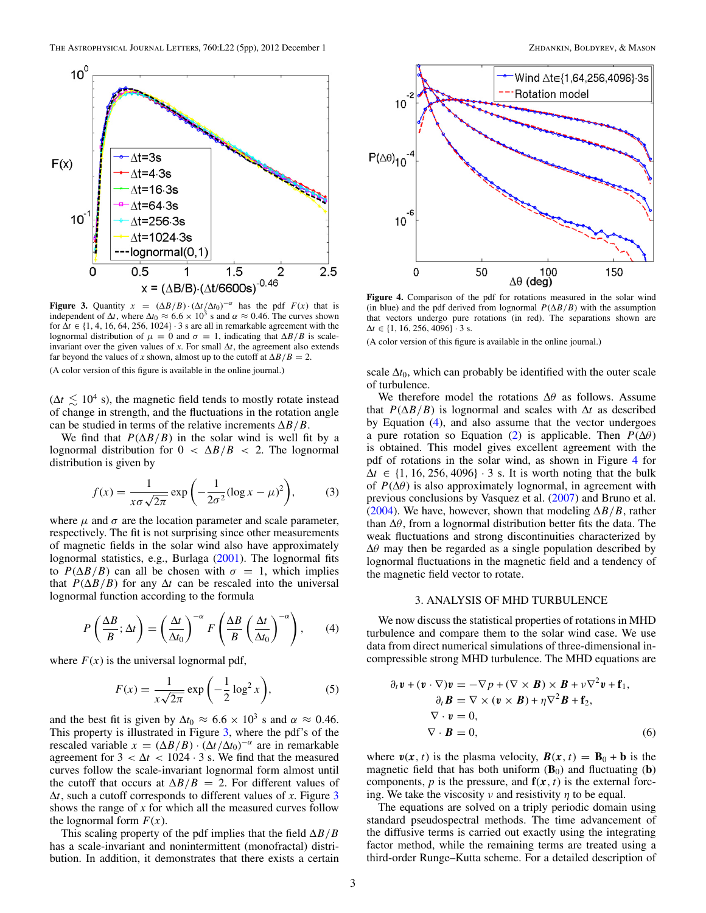Figure 3. Quantity $x = (\Delta B/B) \cdot (\Delta t/\Delta t_0)^{-\alpha}$ has the pdf $F(x)$ that is independent of $\Delta t$, where $\Delta t_0 \approx 6.6 \times 10^3$ s and $\alpha \approx 0.46$. The curves shown for $\Delta t \in \{1, 4, 16, 64, 256, 1024\} \cdot 3$ s are all in remarkable agreement with the lognormal distribution of $\mu = 0$ and $\sigma = 1$, indicating that $\Delta B/B$ is scale-invariant over the given values of $x$. For small $\Delta t$, the agreement also extends far beyond the values of $x$ shown, almost up to the cutoff at $\Delta B/B = 2$.

(A color version of this figure is available in the online journal.)

($\Delta t \lesssim 10^4$ s), the magnetic field tends to mostly rotate instead of change in strength, and the fluctuations in the rotation angle can be studied in terms of the relative increments $\Delta B/B$.

We find that $P(\Delta B/B)$ in the solar wind is well fit by a lognormal distribution for $0 < \Delta B/B < 2$. The lognormal distribution is given by

$$f(x) = \frac{1}{x\sigma\sqrt{2\pi}} \exp\left(-\frac{1}{2\sigma^2}(\log x - \mu)^2\right), \tag{3}$$

where $\mu$ and $\sigma$ are the location parameter and scale parameter, respectively. The fit is not surprising since other measurements of magnetic fields in the solar wind also have approximately lognormal statistics, e.g., Burlaga (2001). The lognormal fits to $P(\Delta B/B)$ can all be chosen with $\sigma = 1$, which implies that $P(\Delta B/B)$ for any $\Delta t$ can be rescaled into the universal lognormal function according to the formula

$$P\left(\frac{\Delta B}{B}; \Delta t\right) = \left(\frac{\Delta t}{\Delta t_0}\right)^{-\alpha} F\left(\frac{\Delta B}{B}\left(\frac{\Delta t}{\Delta t_0}\right)^{-\alpha}\right), \tag{4}$$

where $F(x)$ is the universal lognormal pdf,

$$F(x) = \frac{1}{x\sqrt{2\pi}} \exp\left(-\frac{1}{2}\log^2 x\right), \tag{5}$$

and the best fit is given by $\Delta t_0 \approx 6.6 \times 10^3$ s and $\alpha \approx 0.46$. This property is illustrated in Figure 3, where the pdf's of the rescaled variable $x = (\Delta B/B) \cdot (\Delta t/\Delta t_0)^{-\alpha}$ are in remarkable agreement for $3 < \Delta t < 1024 \cdot 3$ s. We find that the measured curves follow the scale-invariant lognormal form almost until the cutoff that occurs at $\Delta B/B = 2$. For different values of $\Delta t$, such a cutoff corresponds to different values of $x$. Figure 3 shows the range of $x$ for which all the measured curves follow the lognormal form $F(x)$.

This scaling property of the pdf implies that the field $\Delta B/B$ has a scale-invariant and nonintermittent (monofractal) distribution. In addition, it demonstrates that there exists a certain

Figure 4. Comparison of the pdf for rotations measured in the solar wind (in blue) and the pdf derived from lognormal $P(\Delta B/B)$ with the assumption that vectors undergo pure rotations (in red). The separations shown are $\Delta t \in \{1, 16, 256, 4096\} \cdot 3$ s.

(A color version of this figure is available in the online journal.)

scale $\Delta t_0$, which can probably be identified with the outer scale of turbulence.

We therefore model the rotations $\Delta\theta$ as follows. Assume that $P(\Delta B/B)$ is lognormal and scales with $\Delta t$ as described by Equation (4), and also assume that the vector undergoes a pure rotation so Equation (2) is applicable. Then $P(\Delta\theta)$ is obtained. This model gives excellent agreement with the pdf of rotations in the solar wind, as shown in Figure 4 for $\Delta t \in \{1, 16, 256, 4096\} \cdot 3$ s. It is worth noting that the bulk of $P(\Delta\theta)$ is also approximately lognormal, in agreement with previous conclusions by Vasquez et al. (2007) and Bruno et al. (2004). We have, however, shown that modeling $\Delta B/B$, rather than $\Delta\theta$, from a lognormal distribution better fits the data. The weak fluctuations and strong discontinuities characterized by $\Delta\theta$ may then be regarded as a single population described by lognormal fluctuations in the magnetic field and a tendency of the magnetic field vector to rotate.

## 3. ANALYSIS OF MHD TURBULENCE

We now discuss the statistical properties of rotations in MHD turbulence and compare them to the solar wind case. We use data from direct numerical simulations of three-dimensional incompressible strong MHD turbulence. The MHD equations are

$$\begin{aligned}
\partial_t \boldsymbol{v} + (\boldsymbol{v} \cdot \nabla)\boldsymbol{v} &= -\nabla p + (\nabla \times \boldsymbol{B}) \times \boldsymbol{B} + \nu\nabla^2\boldsymbol{v} + \mathbf{f}_1, \\
\partial_t \boldsymbol{B} &= \nabla \times (\boldsymbol{v} \times \boldsymbol{B}) + \eta\nabla^2\boldsymbol{B} + \mathbf{f}_2, \\
\nabla \cdot \boldsymbol{v} &= 0, \\
\nabla \cdot \boldsymbol{B} &= 0,
\end{aligned} \tag{6}$$

where $\boldsymbol{v}(\boldsymbol{x}, t)$ is the plasma velocity, $\boldsymbol{B}(\boldsymbol{x}, t) = \mathbf{B}_0 + \mathbf{b}$ is the magnetic field that has both uniform ($\mathbf{B}_0$) and fluctuating ($\mathbf{b}$) components, $p$ is the pressure, and $\mathbf{f}(\boldsymbol{x}, t)$ is the external forcing. We take the viscosity $\nu$ and resistivity $\eta$ to be equal.

The equations are solved on a triply periodic domain using standard pseudospectral methods. The time advancement of the diffusive terms is carried out exactly using the integrating factor method, while the remaining terms are treated using a third-order Runge–Kutta scheme. For a detailed description of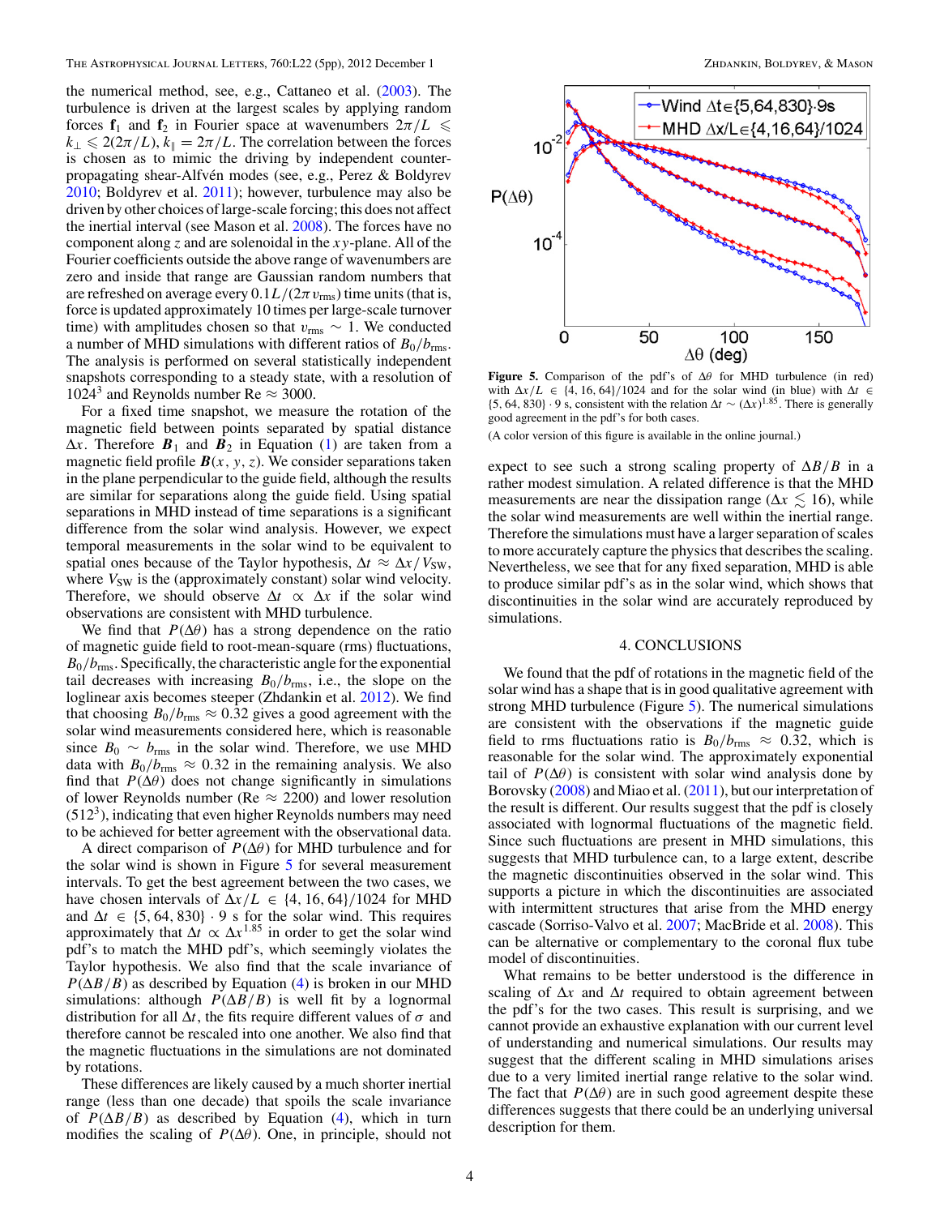the numerical method, see, e.g., Cattaneo et al. (2003). The turbulence is driven at the largest scales by applying random forces $\mathbf{f}_1$ and $\mathbf{f}_2$ in Fourier space at wavenumbers $2\pi/L \leqslant k_\perp \leqslant 2(2\pi/L)$, $k_\| = 2\pi/L$. The correlation between the forces is chosen as to mimic the driving by independent counter-propagating shear-Alfvén modes (see, e.g., Perez & Boldyrev 2010; Boldyrev et al. 2011); however, turbulence may also be driven by other choices of large-scale forcing; this does not affect the inertial interval (see Mason et al. 2008). The forces have no component along $z$ and are solenoidal in the $xy$-plane. All of the Fourier coefficients outside the above range of wavenumbers are zero and inside that range are Gaussian random numbers that are refreshed on average every $0.1L/(2\pi v_{\mathrm{rms}})$ time units (that is, force is updated approximately 10 times per large-scale turnover time) with amplitudes chosen so that $v_{\mathrm{rms}} \sim 1$. We conducted a number of MHD simulations with different ratios of $B_0/b_{\mathrm{rms}}$. The analysis is performed on several statistically independent snapshots corresponding to a steady state, with a resolution of $1024^3$ and Reynolds number Re $\approx 3000$.

For a fixed time snapshot, we measure the rotation of the magnetic field between points separated by spatial distance $\Delta x$. Therefore $\boldsymbol{B}_1$ and $\boldsymbol{B}_2$ in Equation (1) are taken from a magnetic field profile $\boldsymbol{B}(x, y, z)$. We consider separations taken in the plane perpendicular to the guide field, although the results are similar for separations along the guide field. Using spatial separations in MHD instead of time separations is a significant difference from the solar wind analysis. However, we expect temporal measurements in the solar wind to be equivalent to spatial ones because of the Taylor hypothesis, $\Delta t \approx \Delta x/V_{\mathrm{SW}}$, where $V_{\mathrm{SW}}$ is the (approximately constant) solar wind velocity. Therefore, we should observe $\Delta t \propto \Delta x$ if the solar wind observations are consistent with MHD turbulence.

We find that $P(\Delta\theta)$ has a strong dependence on the ratio of magnetic guide field to root-mean-square (rms) fluctuations, $B_0/b_{\mathrm{rms}}$. Specifically, the characteristic angle for the exponential tail decreases with increasing $B_0/b_{\mathrm{rms}}$, i.e., the slope on the loglinear axis becomes steeper (Zhdankin et al. 2012). We find that choosing $B_0/b_{\mathrm{rms}} \approx 0.32$ gives a good agreement with the solar wind measurements considered here, which is reasonable since $B_0 \sim b_{\mathrm{rms}}$ in the solar wind. Therefore, we use MHD data with $B_0/b_{\mathrm{rms}} \approx 0.32$ in the remaining analysis. We also find that $P(\Delta\theta)$ does not change significantly in simulations of lower Reynolds number (Re $\approx 2200$) and lower resolution ($512^3$), indicating that even higher Reynolds numbers may need to be achieved for better agreement with the observational data.

A direct comparison of $P(\Delta\theta)$ for MHD turbulence and for the solar wind is shown in Figure 5 for several measurement intervals. To get the best agreement between the two cases, we have chosen intervals of $\Delta x/L \in \{4, 16, 64\}/1024$ for MHD and $\Delta t \in \{5, 64, 830\} \cdot 9$ s for the solar wind. This requires approximately that $\Delta t \propto \Delta x^{1.85}$ in order to get the solar wind pdf's to match the MHD pdf's, which seemingly violates the Taylor hypothesis. We also find that the scale invariance of $P(\Delta B/B)$ as described by Equation (4) is broken in our MHD simulations: although $P(\Delta B/B)$ is well fit by a lognormal distribution for all $\Delta t$, the fits require different values of $\sigma$ and therefore cannot be rescaled into one another. We also find that the magnetic fluctuations in the simulations are not dominated by rotations.

These differences are likely caused by a much shorter inertial range (less than one decade) that spoils the scale invariance of $P(\Delta B/B)$ as described by Equation (4), which in turn modifies the scaling of $P(\Delta\theta)$. One, in principle, should not expect to see such a strong scaling property of $\Delta B/B$ in a rather modest simulation. A related difference is that the MHD measurements are near the dissipation range ($\Delta x \lesssim 16$), while the solar wind measurements are well within the inertial range. Therefore the simulations must have a larger separation of scales to more accurately capture the physics that describes the scaling. Nevertheless, we see that for any fixed separation, MHD is able to produce similar pdf's as in the solar wind, which shows that discontinuities in the solar wind are accurately reproduced by simulations.

**Figure 5.** Comparison of the pdf's of $\Delta\theta$ for MHD turbulence (in red) with $\Delta x/L \in \{4, 16, 64\}/1024$ and for the solar wind (in blue) with $\Delta t \in \{5, 64, 830\} \cdot 9$ s, consistent with the relation $\Delta t \sim (\Delta x)^{1.85}$. There is generally good agreement in the pdf's for both cases.

(A color version of this figure is available in the online journal.)

## 4. CONCLUSIONS

We found that the pdf of rotations in the magnetic field of the solar wind has a shape that is in good qualitative agreement with strong MHD turbulence (Figure 5). The numerical simulations are consistent with the observations if the magnetic guide field to rms fluctuations ratio is $B_0/b_{\mathrm{rms}} \approx 0.32$, which is reasonable for the solar wind. The approximately exponential tail of $P(\Delta\theta)$ is consistent with solar wind analysis done by Borovsky (2008) and Miao et al. (2011), but our interpretation of the result is different. Our results suggest that the pdf is closely associated with lognormal fluctuations of the magnetic field. Since such fluctuations are present in MHD simulations, this suggests that MHD turbulence can, to a large extent, describe the magnetic discontinuities observed in the solar wind. This supports a picture in which the discontinuities are associated with intermittent structures that arise from the MHD energy cascade (Sorriso-Valvo et al. 2007; MacBride et al. 2008). This can be alternative or complementary to the coronal flux tube model of discontinuities.

What remains to be better understood is the difference in scaling of $\Delta x$ and $\Delta t$ required to obtain agreement between the pdf's for the two cases. This result is surprising, and we cannot provide an exhaustive explanation with our current level of understanding and numerical simulations. Our results may suggest that the different scaling in MHD simulations arises due to a very limited inertial range relative to the solar wind. The fact that $P(\Delta\theta)$ are in such good agreement despite these differences suggests that there could be an underlying universal description for them.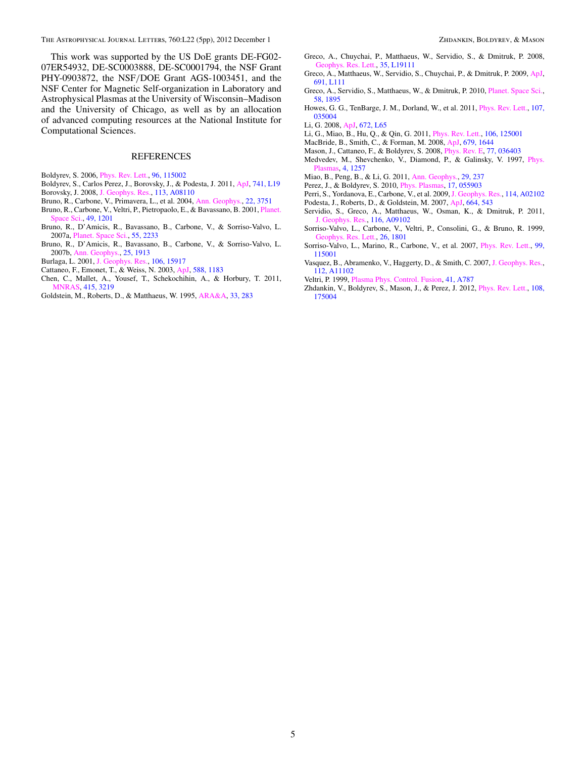This work was supported by the US DoE grants DE-FG02-07ER54932, DE-SC0003888, DE-SC0001794, the NSF Grant PHY-0903872, the NSF/DOE Grant AGS-1003451, and the NSF Center for Magnetic Self-organization in Laboratory and Astrophysical Plasmas at the University of Wisconsin–Madison and the University of Chicago, as well as by an allocation of advanced computing resources at the National Institute for Computational Sciences.

## REFERENCES

Boldyrev, S. 2006, Phys. Rev. Lett., 96, 115002
Boldyrev, S., Carlos Perez, J., Borovsky, J., & Podesta, J. 2011, ApJ, 741, L19
Borovsky, J. 2008, J. Geophys. Res., 113, A08110
Bruno, R., Carbone, V., Primavera, L., et al. 2004, Ann. Geophys., 22, 3751
Bruno, R., Carbone, V., Veltri, P., Pietropaolo, E., & Bavassano, B. 2001, Planet. Space Sci., 49, 1201
Bruno, R., D'Amicis, R., Bavassano, B., Carbone, V., & Sorriso-Valvo, L. 2007a, Planet. Space Sci., 55, 2233
Bruno, R., D'Amicis, R., Bavassano, B., Carbone, V., & Sorriso-Valvo, L. 2007b, Ann. Geophys., 25, 1913
Burlaga, L. 2001, J. Geophys. Res., 106, 15917
Cattaneo, F., Emonet, T., & Weiss, N. 2003, ApJ, 588, 1183
Chen, C., Mallet, A., Yousef, T., Schekochihin, A., & Horbury, T. 2011, MNRAS, 415, 3219
Goldstein, M., Roberts, D., & Matthaeus, W. 1995, ARA&A, 33, 283
Greco, A., Chuychai, P., Matthaeus, W., Servidio, S., & Dmitruk, P. 2008, Geophys. Res. Lett., 35, L19111
Greco, A., Matthaeus, W., Servidio, S., Chuychai, P., & Dmitruk, P. 2009, ApJ, 691, L111
Greco, A., Servidio, S., Matthaeus, W., & Dmitruk, P. 2010, Planet. Space Sci., 58, 1895
Howes, G. G., TenBarge, J. M., Dorland, W., et al. 2011, Phys. Rev. Lett., 107, 035004
Li, G. 2008, ApJ, 672, L65
Li, G., Miao, B., Hu, Q., & Qin, G. 2011, Phys. Rev. Lett., 106, 125001
MacBride, B., Smith, C., & Forman, M. 2008, ApJ, 679, 1644
Mason, J., Cattaneo, F., & Boldyrev, S. 2008, Phys. Rev. E, 77, 036403
Medvedev, M., Shevchenko, V., Diamond, P., & Galinsky, V. 1997, Phys. Plasmas, 4, 1257
Miao, B., Peng, B., & Li, G. 2011, Ann. Geophys., 29, 237
Perez, J., & Boldyrev, S. 2010, Phys. Plasmas, 17, 055903
Perri, S., Yordanova, E., Carbone, V., et al. 2009, J. Geophys. Res., 114, A02102
Podesta, J., Roberts, D., & Goldstein, M. 2007, ApJ, 664, 543
Servidio, S., Greco, A., Matthaeus, W., Osman, K., & Dmitruk, P. 2011, J. Geophys. Res., 116, A09102
Sorriso-Valvo, L., Carbone, V., Veltri, P., Consolini, G., & Bruno, R. 1999, Geophys. Res. Lett., 26, 1801
Sorriso-Valvo, L., Marino, R., Carbone, V., et al. 2007, Phys. Rev. Lett., 99, 115001
Vasquez, B., Abramenko, V., Haggerty, D., & Smith, C. 2007, J. Geophys. Res., 112, A11102
Veltri, P. 1999, Plasma Phys. Control. Fusion, 41, A787
Zhdankin, V., Boldyrev, S., Mason, J., & Perez, J. 2012, Phys. Rev. Lett., 108, 175004